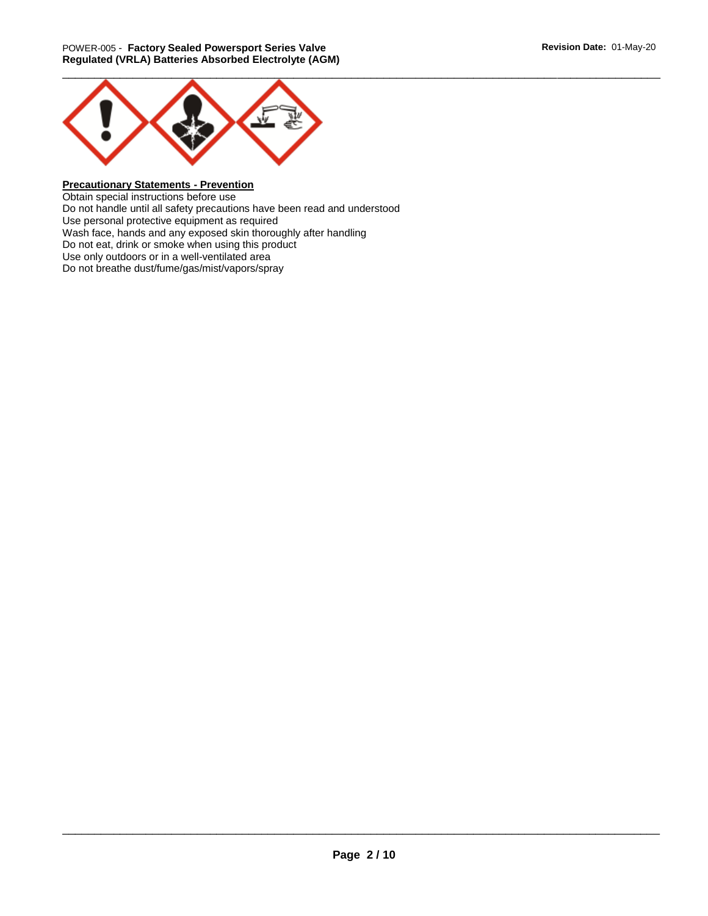**Precautionary Statements - Prevention**

Obtain special instructions before use
Do not handle until all safety precautions have been read and understood
Use personal protective equipment as required
Wash face, hands and any exposed skin thoroughly after handling
Do not eat, drink or smoke when using this product
Use only outdoors or in a well-ventilated area
Do not breathe dust/fume/gas/mist/vapors/spray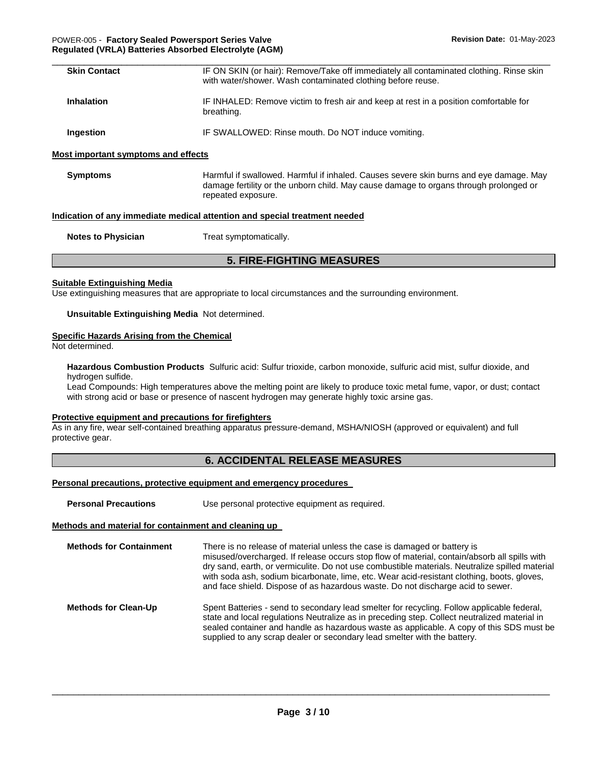| | |
|---|---|
| **Skin Contact** | IF ON SKIN (or hair): Remove/Take off immediately all contaminated clothing. Rinse skin with water/shower. Wash contaminated clothing before reuse. |
| **Inhalation** | IF INHALED: Remove victim to fresh air and keep at rest in a position comfortable for breathing. |
| **Ingestion** | IF SWALLOWED: Rinse mouth. Do NOT induce vomiting. |

**Most important symptoms and effects**

| | |
|---|---|
| **Symptoms** | Harmful if swallowed. Harmful if inhaled. Causes severe skin burns and eye damage. May damage fertility or the unborn child. May cause damage to organs through prolonged or repeated exposure. |

**Indication of any immediate medical attention and special treatment needed**

| | |
|---|---|
| **Notes to Physician** | Treat symptomatically. |

## 5. FIRE-FIGHTING MEASURES

**Suitable Extinguishing Media**

Use extinguishing measures that are appropriate to local circumstances and the surrounding environment.

**Unsuitable Extinguishing Media** Not determined.

**Specific Hazards Arising from the Chemical**

Not determined.

**Hazardous Combustion Products** Sulfuric acid: Sulfur trioxide, carbon monoxide, sulfuric acid mist, sulfur dioxide, and hydrogen sulfide.
Lead Compounds: High temperatures above the melting point are likely to produce toxic metal fume, vapor, or dust; contact with strong acid or base or presence of nascent hydrogen may generate highly toxic arsine gas.

**Protective equipment and precautions for firefighters**

As in any fire, wear self-contained breathing apparatus pressure-demand, MSHA/NIOSH (approved or equivalent) and full protective gear.

## 6. ACCIDENTAL RELEASE MEASURES

**Personal precautions, protective equipment and emergency procedures**

| | |
|---|---|
| **Personal Precautions** | Use personal protective equipment as required. |

**Methods and material for containment and cleaning up**

| | |
|---|---|
| **Methods for Containment** | There is no release of material unless the case is damaged or battery is misused/overcharged. If release occurs stop flow of material, contain/absorb all spills with dry sand, earth, or vermiculite. Do not use combustible materials. Neutralize spilled material with soda ash, sodium bicarbonate, lime, etc. Wear acid-resistant clothing, boots, gloves, and face shield. Dispose of as hazardous waste. Do not discharge acid to sewer. |
| **Methods for Clean-Up** | Spent Batteries - send to secondary lead smelter for recycling. Follow applicable federal, state and local regulations Neutralize as in preceding step. Collect neutralized material in sealed container and handle as hazardous waste as applicable. A copy of this SDS must be supplied to any scrap dealer or secondary lead smelter with the battery. |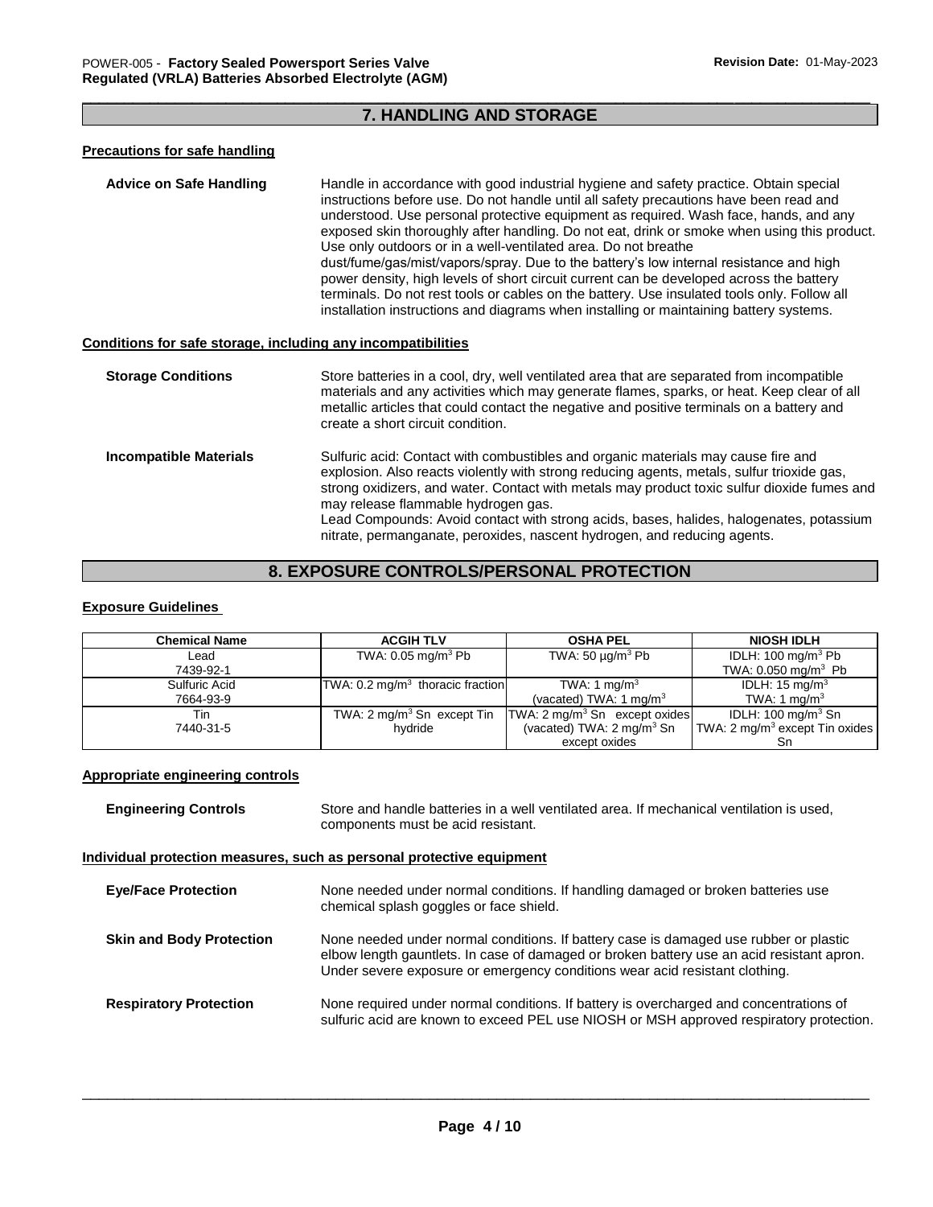## 7. HANDLING AND STORAGE

### Precautions for safe handling

**Advice on Safe Handling**

Handle in accordance with good industrial hygiene and safety practice. Obtain special instructions before use. Do not handle until all safety precautions have been read and understood. Use personal protective equipment as required. Wash face, hands, and any exposed skin thoroughly after handling. Do not eat, drink or smoke when using this product. Use only outdoors or in a well-ventilated area. Do not breathe dust/fume/gas/mist/vapors/spray. Due to the battery's low internal resistance and high power density, high levels of short circuit current can be developed across the battery terminals. Do not rest tools or cables on the battery. Use insulated tools only. Follow all installation instructions and diagrams when installing or maintaining battery systems.

### Conditions for safe storage, including any incompatibilities

**Storage Conditions**

Store batteries in a cool, dry, well ventilated area that are separated from incompatible materials and any activities which may generate flames, sparks, or heat. Keep clear of all metallic articles that could contact the negative and positive terminals on a battery and create a short circuit condition.

**Incompatible Materials**

Sulfuric acid: Contact with combustibles and organic materials may cause fire and explosion. Also reacts violently with strong reducing agents, metals, sulfur trioxide gas, strong oxidizers, and water. Contact with metals may product toxic sulfur dioxide fumes and may release flammable hydrogen gas.
Lead Compounds: Avoid contact with strong acids, bases, halides, halogenates, potassium nitrate, permanganate, peroxides, nascent hydrogen, and reducing agents.

## 8. EXPOSURE CONTROLS/PERSONAL PROTECTION

### Exposure Guidelines

| Chemical Name | ACGIH TLV | OSHA PEL | NIOSH IDLH |
|---|---|---|---|
| Lead 7439-92-1 | TWA: 0.05 mg/m$^3$ Pb | TWA: 50 µg/m$^3$ Pb | IDLH: 100 mg/m$^3$ Pb TWA: 0.050 mg/m$^3$ Pb |
| Sulfuric Acid 7664-93-9 | TWA: 0.2 mg/m$^3$ thoracic fraction | TWA: 1 mg/m$^3$ (vacated) TWA: 1 mg/m$^3$ | IDLH: 15 mg/m$^3$ TWA: 1 mg/m$^3$ |
| Tin 7440-31-5 | TWA: 2 mg/m$^3$ Sn except Tin hydride | TWA: 2 mg/m$^3$ Sn except oxides (vacated) TWA: 2 mg/m$^3$ Sn except oxides | IDLH: 100 mg/m$^3$ Sn TWA: 2 mg/m$^3$ except Tin oxides Sn |

### Appropriate engineering controls

**Engineering Controls**

Store and handle batteries in a well ventilated area. If mechanical ventilation is used, components must be acid resistant.

### Individual protection measures, such as personal protective equipment

**Eye/Face Protection**

None needed under normal conditions. If handling damaged or broken batteries use chemical splash goggles or face shield.

**Skin and Body Protection**

None needed under normal conditions. If battery case is damaged use rubber or plastic elbow length gauntlets. In case of damaged or broken battery use an acid resistant apron. Under severe exposure or emergency conditions wear acid resistant clothing.

**Respiratory Protection**

None required under normal conditions. If battery is overcharged and concentrations of sulfuric acid are known to exceed PEL use NIOSH or MSH approved respiratory protection.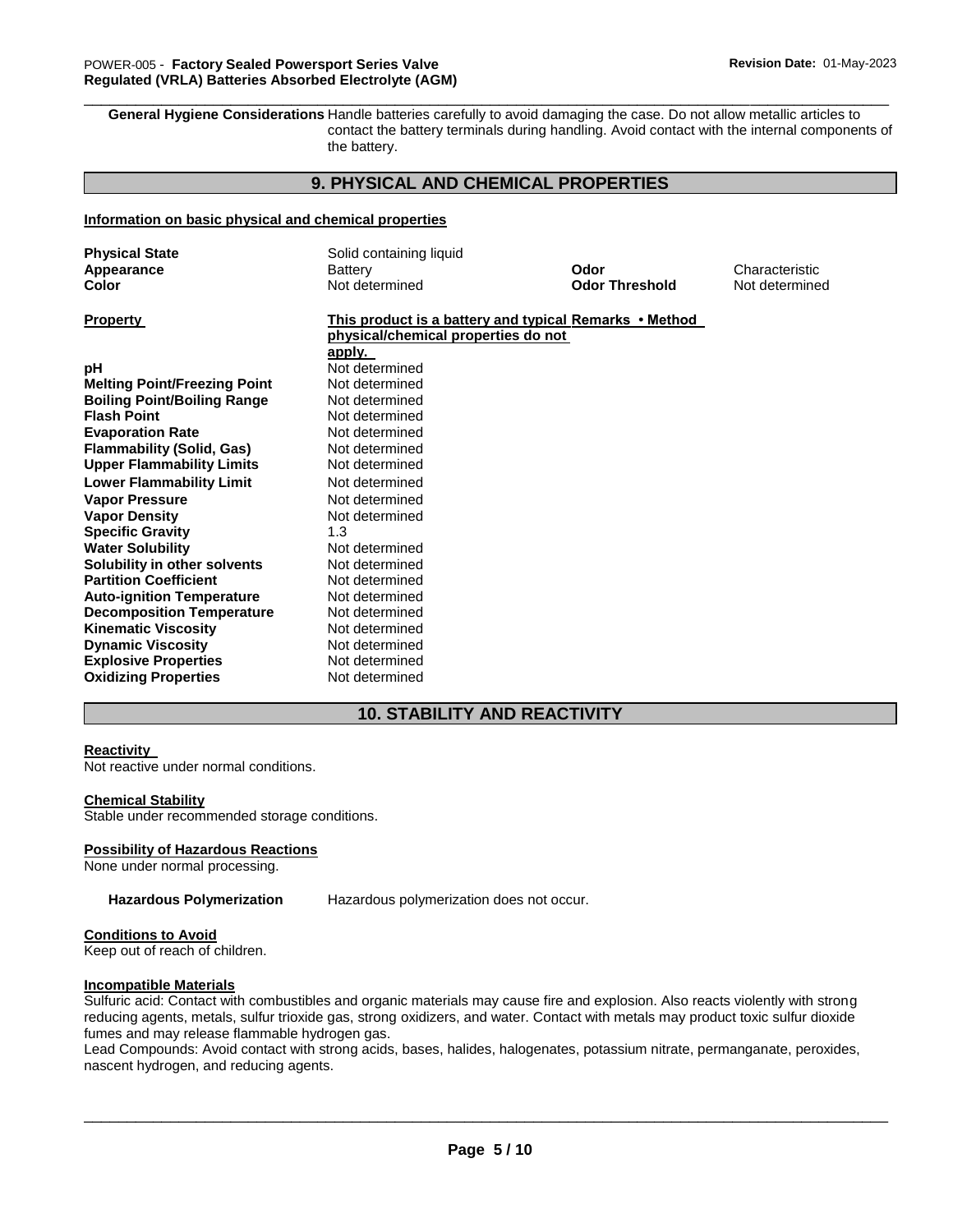**General Hygiene Considerations** Handle batteries carefully to avoid damaging the case. Do not allow metallic articles to contact the battery terminals during handling. Avoid contact with the internal components of the battery.

## 9. PHYSICAL AND CHEMICAL PROPERTIES

**Information on basic physical and chemical properties**

| | | | |
|---|---|---|---|
| **Physical State** | Solid containing liquid | | |
| **Appearance** | Battery | **Odor** | Characteristic |
| **Color** | Not determined | **Odor Threshold** | Not determined |

| **Property** | **This product is a battery and typical physical/chemical properties do not apply.** | **Remarks • Method** |
|---|---|---|
| **pH** | Not determined | |
| **Melting Point/Freezing Point** | Not determined | |
| **Boiling Point/Boiling Range** | Not determined | |
| **Flash Point** | Not determined | |
| **Evaporation Rate** | Not determined | |
| **Flammability (Solid, Gas)** | Not determined | |
| **Upper Flammability Limits** | Not determined | |
| **Lower Flammability Limit** | Not determined | |
| **Vapor Pressure** | Not determined | |
| **Vapor Density** | Not determined | |
| **Specific Gravity** | 1.3 | |
| **Water Solubility** | Not determined | |
| **Solubility in other solvents** | Not determined | |
| **Partition Coefficient** | Not determined | |
| **Auto-ignition Temperature** | Not determined | |
| **Decomposition Temperature** | Not determined | |
| **Kinematic Viscosity** | Not determined | |
| **Dynamic Viscosity** | Not determined | |
| **Explosive Properties** | Not determined | |
| **Oxidizing Properties** | Not determined | |

## 10. STABILITY AND REACTIVITY

**Reactivity**

Not reactive under normal conditions.

**Chemical Stability**

Stable under recommended storage conditions.

**Possibility of Hazardous Reactions**

None under normal processing.

**Hazardous Polymerization** Hazardous polymerization does not occur.

**Conditions to Avoid**

Keep out of reach of children.

**Incompatible Materials**

Sulfuric acid: Contact with combustibles and organic materials may cause fire and explosion. Also reacts violently with strong reducing agents, metals, sulfur trioxide gas, strong oxidizers, and water. Contact with metals may product toxic sulfur dioxide fumes and may release flammable hydrogen gas.

Lead Compounds: Avoid contact with strong acids, bases, halides, halogenates, potassium nitrate, permanganate, peroxides, nascent hydrogen, and reducing agents.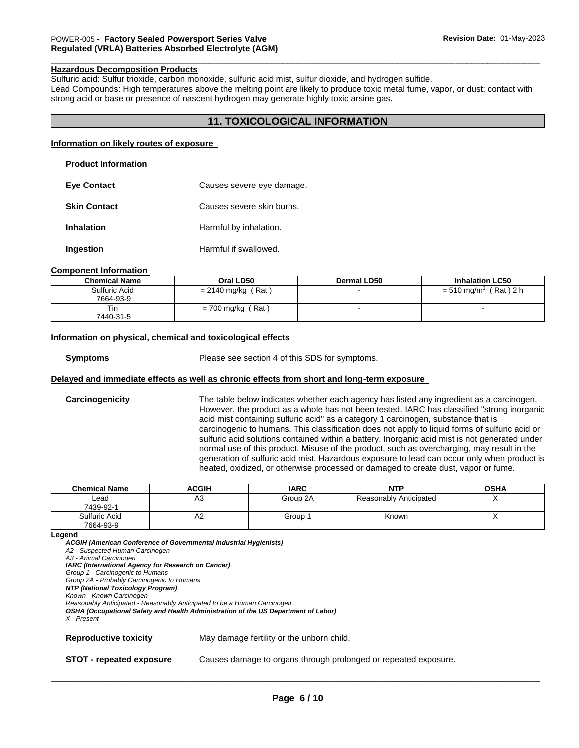### Hazardous Decomposition Products

Sulfuric acid: Sulfur trioxide, carbon monoxide, sulfuric acid mist, sulfur dioxide, and hydrogen sulfide.
Lead Compounds: High temperatures above the melting point are likely to produce toxic metal fume, vapor, or dust; contact with strong acid or base or presence of nascent hydrogen may generate highly toxic arsine gas.

## 11. TOXICOLOGICAL INFORMATION

### Information on likely routes of exposure

**Product Information**

**Eye Contact** Causes severe eye damage.

**Skin Contact** Causes severe skin burns.

**Inhalation** Harmful by inhalation.

**Ingestion** Harmful if swallowed.

### Component Information

| Chemical Name | Oral LD50 | Dermal LD50 | Inhalation LC50 |
|---|---|---|---|
| Sulfuric Acid 7664-93-9 | = 2140 mg/kg ( Rat ) | - | = 510 mg/m$^3$ ( Rat ) 2 h |
| Tin 7440-31-5 | = 700 mg/kg ( Rat ) | - | - |

### Information on physical, chemical and toxicological effects

**Symptoms** Please see section 4 of this SDS for symptoms.

### Delayed and immediate effects as well as chronic effects from short and long-term exposure

**Carcinogenicity** The table below indicates whether each agency has listed any ingredient as a carcinogen. However, the product as a whole has not been tested. IARC has classified "strong inorganic acid mist containing sulfuric acid" as a category 1 carcinogen, substance that is carcinogenic to humans. This classification does not apply to liquid forms of sulfuric acid or sulfuric acid solutions contained within a battery. Inorganic acid mist is not generated under normal use of this product. Misuse of the product, such as overcharging, may result in the generation of sulfuric acid mist. Hazardous exposure to lead can occur only when product is heated, oxidized, or otherwise processed or damaged to create dust, vapor or fume.

| Chemical Name | ACGIH | IARC | NTP | OSHA |
|---|---|---|---|---|
| Lead 7439-92-1 | A3 | Group 2A | Reasonably Anticipated | X |
| Sulfuric Acid 7664-93-9 | A2 | Group 1 | Known | X |

**Legend**

***ACGIH (American Conference of Governmental Industrial Hygienists)***
*A2 - Suspected Human Carcinogen*
*A3 - Animal Carcinogen*
***IARC (International Agency for Research on Cancer)***
*Group 1 - Carcinogenic to Humans*
*Group 2A - Probably Carcinogenic to Humans*
***NTP (National Toxicology Program)***
*Known - Known Carcinogen*
*Reasonably Anticipated - Reasonably Anticipated to be a Human Carcinogen*
***OSHA (Occupational Safety and Health Administration of the US Department of Labor)***
*X - Present*

**Reproductive toxicity** May damage fertility or the unborn child.

**STOT - repeated exposure** Causes damage to organs through prolonged or repeated exposure.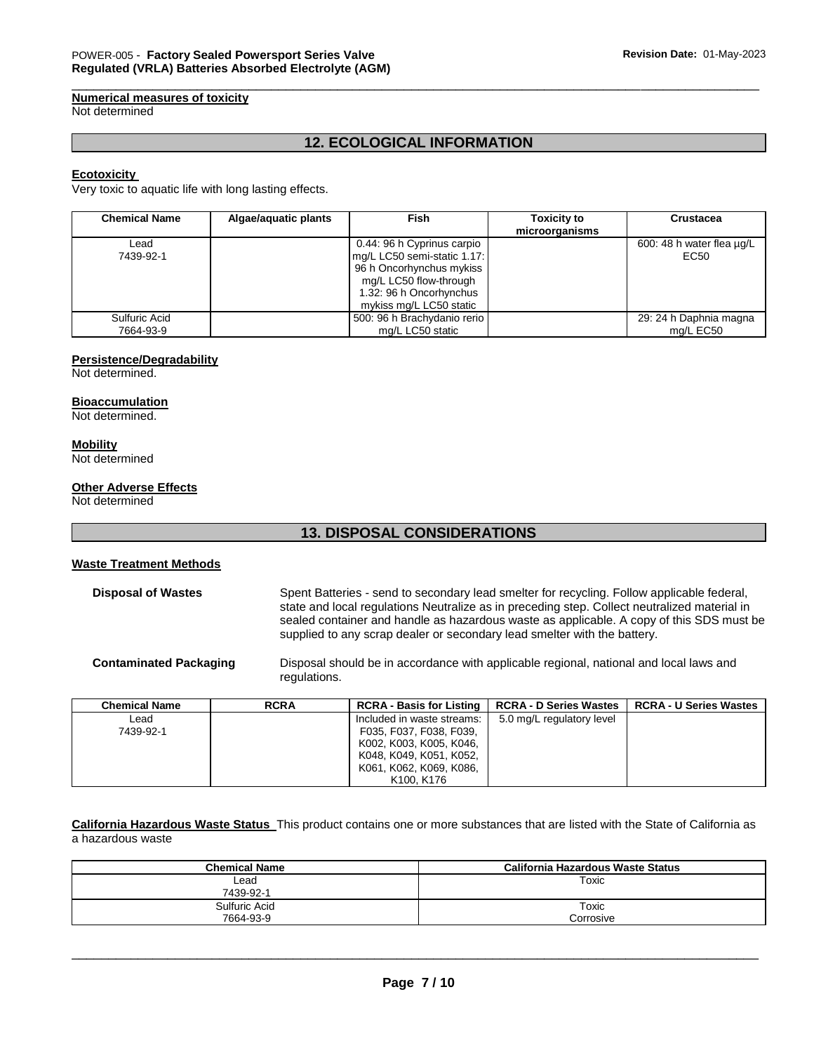**Numerical measures of toxicity**
Not determined

## 12. ECOLOGICAL INFORMATION

**Ecotoxicity**
Very toxic to aquatic life with long lasting effects.

| Chemical Name | Algae/aquatic plants | Fish | Toxicity to microorganisms | Crustacea |
|---|---|---|---|---|
| Lead 7439-92-1 | | 0.44: 96 h Cyprinus carpio mg/L LC50 semi-static 1.17: 96 h Oncorhynchus mykiss mg/L LC50 flow-through 1.32: 96 h Oncorhynchus mykiss mg/L LC50 static | | 600: 48 h water flea µg/L EC50 |
| Sulfuric Acid 7664-93-9 | | 500: 96 h Brachydanio rerio mg/L LC50 static | | 29: 24 h Daphnia magna mg/L EC50 |

**Persistence/Degradability**
Not determined.

**Bioaccumulation**
Not determined.

**Mobility**
Not determined

**Other Adverse Effects**
Not determined

## 13. DISPOSAL CONSIDERATIONS

**Waste Treatment Methods**

**Disposal of Wastes** Spent Batteries - send to secondary lead smelter for recycling. Follow applicable federal, state and local regulations Neutralize as in preceding step. Collect neutralized material in sealed container and handle as hazardous waste as applicable. A copy of this SDS must be supplied to any scrap dealer or secondary lead smelter with the battery.

**Contaminated Packaging** Disposal should be in accordance with applicable regional, national and local laws and regulations.

| Chemical Name | RCRA | RCRA - Basis for Listing | RCRA - D Series Wastes | RCRA - U Series Wastes |
|---|---|---|---|---|
| Lead 7439-92-1 | | Included in waste streams: F035, F037, F038, F039, K002, K003, K005, K046, K048, K049, K051, K052, K061, K062, K069, K086, K100, K176 | 5.0 mg/L regulatory level | |

**California Hazardous Waste Status** This product contains one or more substances that are listed with the State of California as a hazardous waste

| Chemical Name | California Hazardous Waste Status |
|---|---|
| Lead 7439-92-1 | Toxic |
| Sulfuric Acid 7664-93-9 | Toxic Corrosive |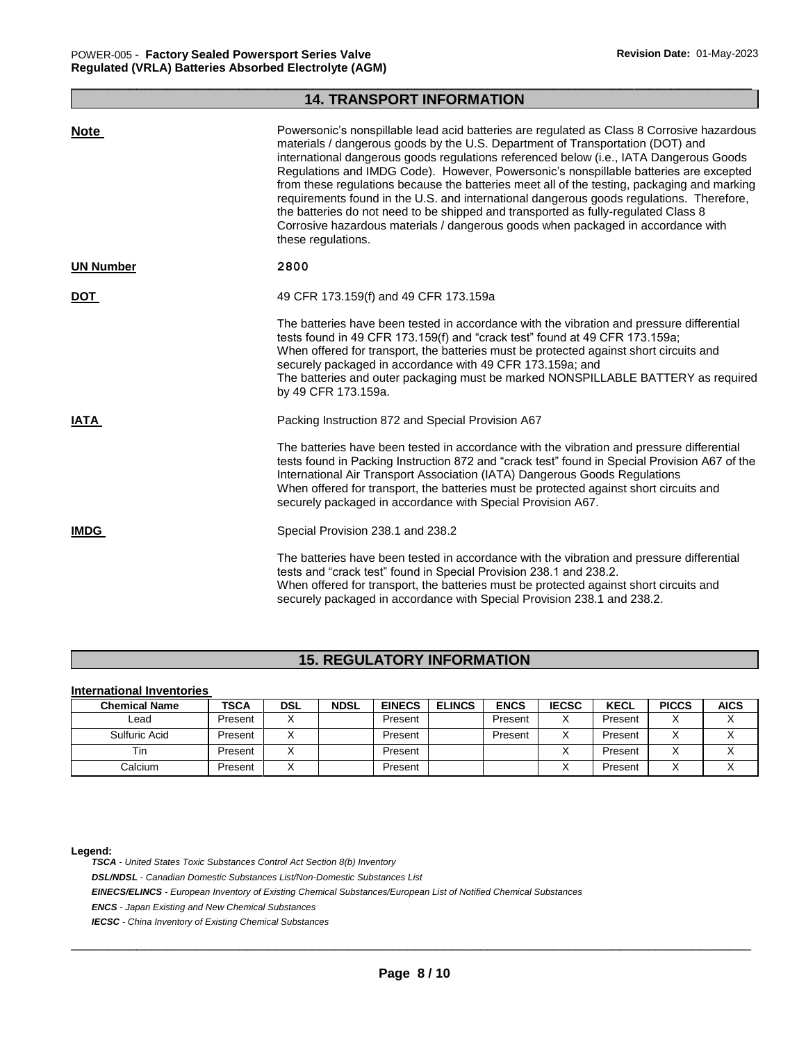## 14. TRANSPORT INFORMATION

**Note**

Powersonic's nonspillable lead acid batteries are regulated as Class 8 Corrosive hazardous materials / dangerous goods by the U.S. Department of Transportation (DOT) and international dangerous goods regulations referenced below (i.e., IATA Dangerous Goods Regulations and IMDG Code). However, Powersonic's nonspillable batteries are excepted from these regulations because the batteries meet all of the testing, packaging and marking requirements found in the U.S. and international dangerous goods regulations. Therefore, the batteries do not need to be shipped and transported as fully-regulated Class 8 Corrosive hazardous materials / dangerous goods when packaged in accordance with these regulations.

**UN Number**

2800

**DOT**

49 CFR 173.159(f) and 49 CFR 173.159a

The batteries have been tested in accordance with the vibration and pressure differential tests found in 49 CFR 173.159(f) and "crack test" found at 49 CFR 173.159a;
When offered for transport, the batteries must be protected against short circuits and securely packaged in accordance with 49 CFR 173.159a; and
The batteries and outer packaging must be marked NONSPILLABLE BATTERY as required by 49 CFR 173.159a.

**IATA**

Packing Instruction 872 and Special Provision A67

The batteries have been tested in accordance with the vibration and pressure differential tests found in Packing Instruction 872 and "crack test" found in Special Provision A67 of the International Air Transport Association (IATA) Dangerous Goods Regulations
When offered for transport, the batteries must be protected against short circuits and securely packaged in accordance with Special Provision A67.

**IMDG**

Special Provision 238.1 and 238.2

The batteries have been tested in accordance with the vibration and pressure differential tests and "crack test" found in Special Provision 238.1 and 238.2.
When offered for transport, the batteries must be protected against short circuits and securely packaged in accordance with Special Provision 238.1 and 238.2.

## 15. REGULATORY INFORMATION

**International Inventories**

| Chemical Name | TSCA | DSL | NDSL | EINECS | ELINCS | ENCS | IECSC | KECL | PICCS | AICS |
|---|---|---|---|---|---|---|---|---|---|---|
| Lead | Present | X | | Present | | Present | X | Present | X | X |
| Sulfuric Acid | Present | X | | Present | | Present | X | Present | X | X |
| Tin | Present | X | | Present | | | X | Present | X | X |
| Calcium | Present | X | | Present | | | X | Present | X | X |

**Legend:**

***TSCA*** *- United States Toxic Substances Control Act Section 8(b) Inventory*

***DSL/NDSL*** *- Canadian Domestic Substances List/Non-Domestic Substances List*

***EINECS/ELINCS*** *- European Inventory of Existing Chemical Substances/European List of Notified Chemical Substances*

***ENCS*** *- Japan Existing and New Chemical Substances*

***IECSC*** *- China Inventory of Existing Chemical Substances*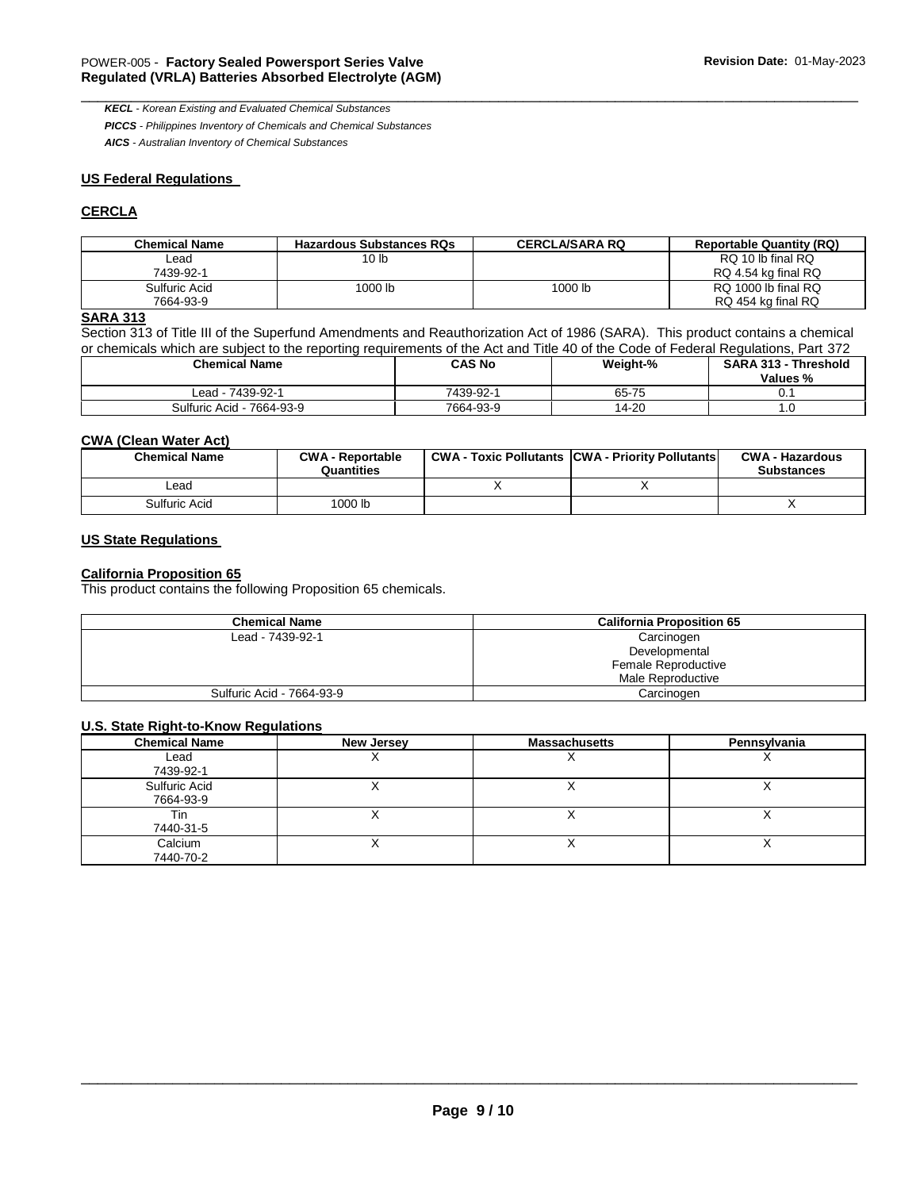***KECL*** *- Korean Existing and Evaluated Chemical Substances*

***PICCS*** *- Philippines Inventory of Chemicals and Chemical Substances*

***AICS*** *- Australian Inventory of Chemical Substances*

## US Federal Regulations

### CERCLA

| Chemical Name | Hazardous Substances RQs | CERCLA/SARA RQ | Reportable Quantity (RQ) |
|---|---|---|---|
| Lead<br>7439-92-1 | 10 lb | | RQ 10 lb final RQ<br>RQ 4.54 kg final RQ |
| Sulfuric Acid<br>7664-93-9 | 1000 lb | 1000 lb | RQ 1000 lb final RQ<br>RQ 454 kg final RQ |

### SARA 313

Section 313 of Title III of the Superfund Amendments and Reauthorization Act of 1986 (SARA). This product contains a chemical or chemicals which are subject to the reporting requirements of the Act and Title 40 of the Code of Federal Regulations, Part 372

| Chemical Name | CAS No | Weight-% | SARA 313 - Threshold Values % |
|---|---|---|---|
| Lead - 7439-92-1 | 7439-92-1 | 65-75 | 0.1 |
| Sulfuric Acid - 7664-93-9 | 7664-93-9 | 14-20 | 1.0 |

### CWA (Clean Water Act)

| Chemical Name | CWA - Reportable Quantities | CWA - Toxic Pollutants | CWA - Priority Pollutants | CWA - Hazardous Substances |
|---|---|---|---|---|
| Lead | | X | X | |
| Sulfuric Acid | 1000 lb | | | X |

## US State Regulations

### California Proposition 65

This product contains the following Proposition 65 chemicals.

| Chemical Name | California Proposition 65 |
|---|---|
| Lead - 7439-92-1 | Carcinogen<br>Developmental<br>Female Reproductive<br>Male Reproductive |
| Sulfuric Acid - 7664-93-9 | Carcinogen |

### U.S. State Right-to-Know Regulations

| Chemical Name | New Jersey | Massachusetts | Pennsylvania |
|---|---|---|---|
| Lead<br>7439-92-1 | X | X | X |
| Sulfuric Acid<br>7664-93-9 | X | X | X |
| Tin<br>7440-31-5 | X | X | X |
| Calcium<br>7440-70-2 | X | X | X |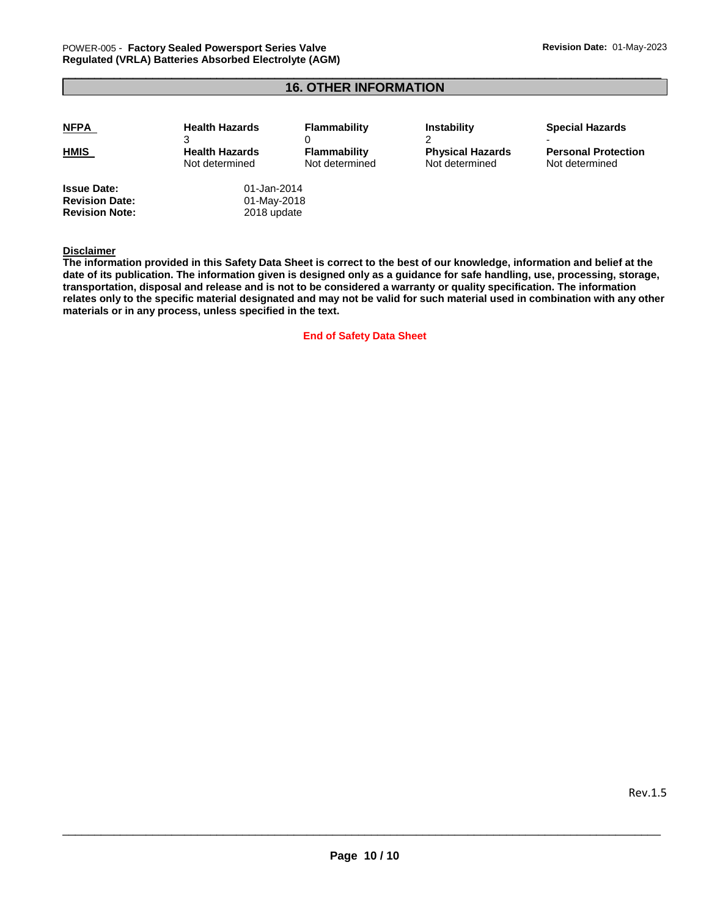## 16. OTHER INFORMATION

| | | | | |
|---|---|---|---|---|
| **NFPA** | **Health Hazards**<br>3 | **Flammability**<br>0 | **Instability**<br>2 | **Special Hazards**<br>- |
| **HMIS** | **Health Hazards**<br>Not determined | **Flammability**<br>Not determined | **Physical Hazards**<br>Not determined | **Personal Protection**<br>Not determined |

**Issue Date:** 01-Jan-2014
**Revision Date:** 01-May-2018
**Revision Note:** 2018 update

**Disclaimer**

**The information provided in this Safety Data Sheet is correct to the best of our knowledge, information and belief at the date of its publication. The information given is designed only as a guidance for safe handling, use, processing, storage, transportation, disposal and release and is not to be considered a warranty or quality specification. The information relates only to the specific material designated and may not be valid for such material used in combination with any other materials or in any process, unless specified in the text.**

**End of Safety Data Sheet**

Rev.1.5